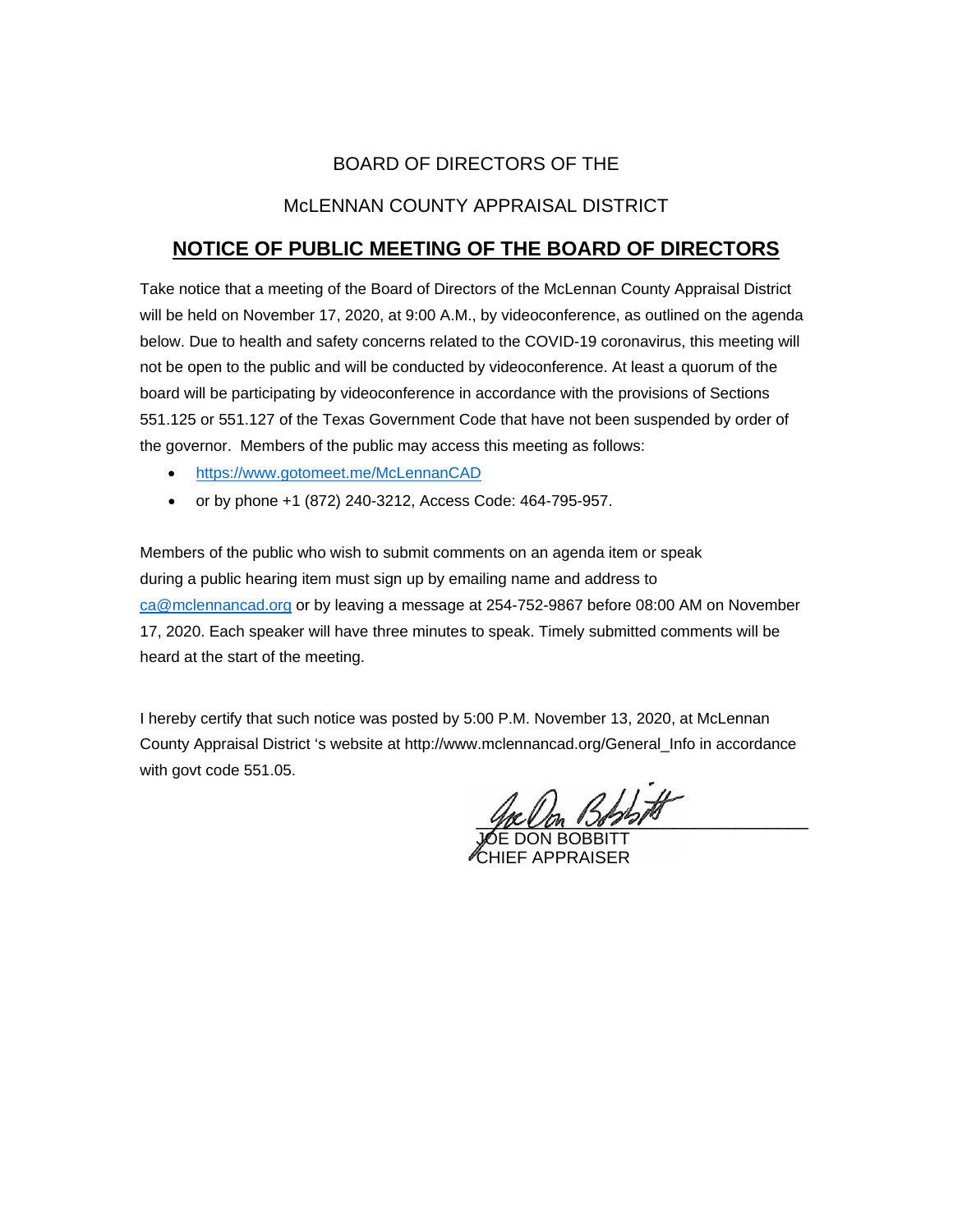BOARD OF DIRECTORS OF THE

McLENNAN COUNTY APPRAISAL DISTRICT

## **NOTICE OF PUBLIC MEETING OF THE BOARD OF DIRECTORS**

Take notice that a meeting of the Board of Directors of the McLennan County Appraisal District will be held on November 17, 2020, at 9:00 A.M., by videoconference, as outlined on the agenda below. Due to health and safety concerns related to the COVID-19 coronavirus, this meeting will not be open to the public and will be conducted by videoconference. At least a quorum of the board will be participating by videoconference in accordance with the provisions of Sections 551.125 or 551.127 of the Texas Government Code that have not been suspended by order of the governor. Members of the public may access this meeting as follows:

- https://www.gotomeet.me/McLennanCAD
- or by phone +1 (872) 240-3212, Access Code: 464-795-957.

Members of the public who wish to submit comments on an agenda item or speak during a public hearing item must sign up by emailing name and address to ca@mclennancad.org or by leaving a message at 254-752-9867 before 08:00 AM on November 17, 2020. Each speaker will have three minutes to speak. Timely submitted comments will be heard at the start of the meeting.

I hereby certify that such notice was posted by 5:00 P.M. November 13, 2020, at McLennan County Appraisal District 's website at http://www.mclennancad.org/General_Info in accordance with govt code 551.05.

JOE DON BOBBITT
CHIEF APPRAISER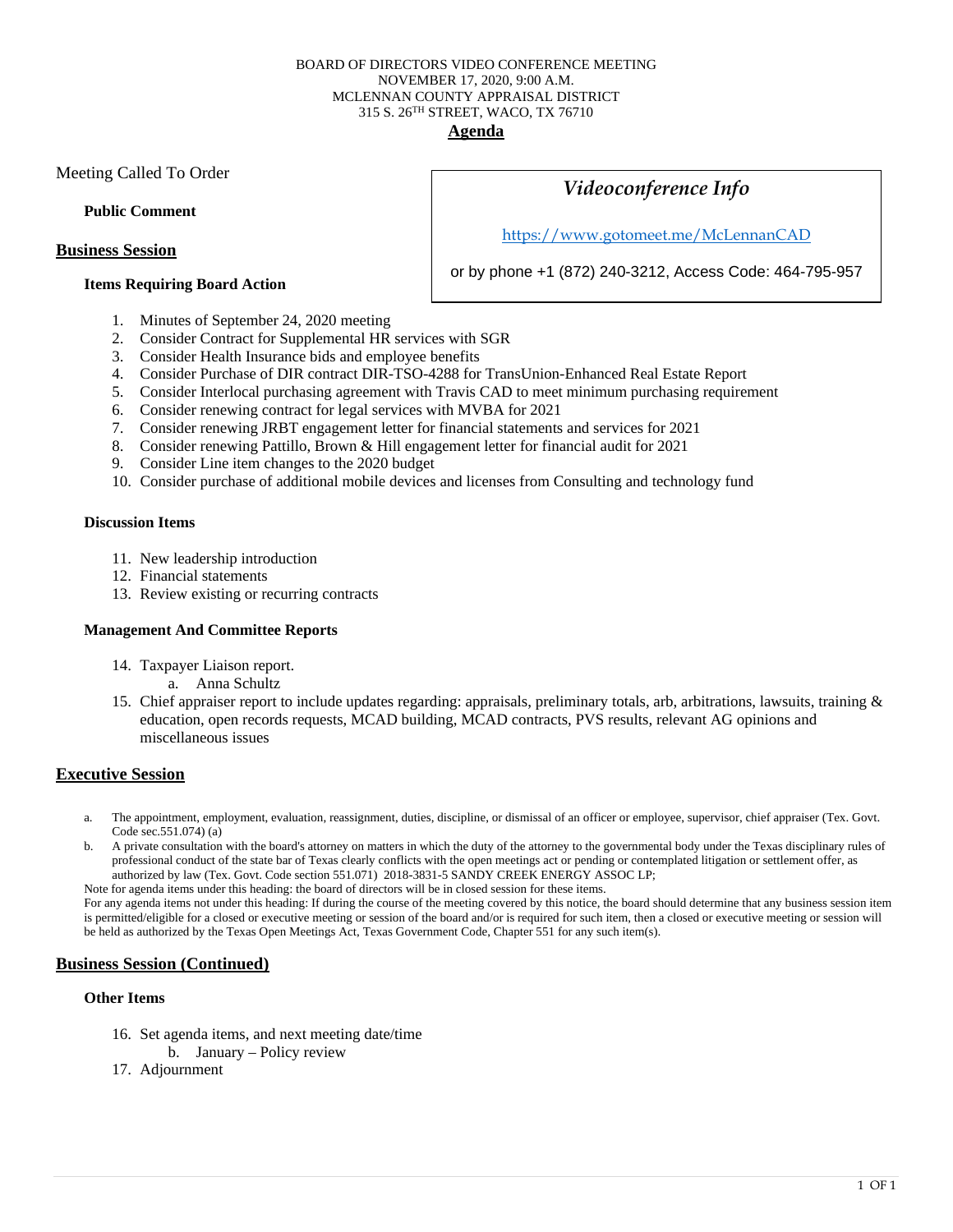BOARD OF DIRECTORS VIDEO CONFERENCE MEETING
NOVEMBER 17, 2020, 9:00 A.M.
MCLENNAN COUNTY APPRAISAL DISTRICT
315 S. 26TH STREET, WACO, TX 76710

# Agenda

**Videoconference Info**

https://www.gotomeet.me/McLennanCAD

or by phone +1 (872) 240-3212, Access Code: 464-795-957

Meeting Called To Order

**Public Comment**

## Business Session

**Items Requiring Board Action**

1. Minutes of September 24, 2020 meeting
2. Consider Contract for Supplemental HR services with SGR
3. Consider Health Insurance bids and employee benefits
4. Consider Purchase of DIR contract DIR-TSO-4288 for TransUnion-Enhanced Real Estate Report
5. Consider Interlocal purchasing agreement with Travis CAD to meet minimum purchasing requirement
6. Consider renewing contract for legal services with MVBA for 2021
7. Consider renewing JRBT engagement letter for financial statements and services for 2021
8. Consider renewing Pattillo, Brown & Hill engagement letter for financial audit for 2021
9. Consider Line item changes to the 2020 budget
10. Consider purchase of additional mobile devices and licenses from Consulting and technology fund

**Discussion Items**

11. New leadership introduction
12. Financial statements
13. Review existing or recurring contracts

**Management And Committee Reports**

14. Taxpayer Liaison report.
    a. Anna Schultz
15. Chief appraiser report to include updates regarding: appraisals, preliminary totals, arb, arbitrations, lawsuits, training & education, open records requests, MCAD building, MCAD contracts, PVS results, relevant AG opinions and miscellaneous issues

## Executive Session

a. The appointment, employment, evaluation, reassignment, duties, discipline, or dismissal of an officer or employee, supervisor, chief appraiser (Tex. Govt. Code sec.551.074) (a)

b. A private consultation with the board's attorney on matters in which the duty of the attorney to the governmental body under the Texas disciplinary rules of professional conduct of the state bar of Texas clearly conflicts with the open meetings act or pending or contemplated litigation or settlement offer, as authorized by law (Tex. Govt. Code section 551.071) 2018-3831-5 SANDY CREEK ENERGY ASSOC LP;

Note for agenda items under this heading: the board of directors will be in closed session for these items.

For any agenda items not under this heading: If during the course of the meeting covered by this notice, the board should determine that any business session item is permitted/eligible for a closed or executive meeting or session of the board and/or is required for such item, then a closed or executive meeting or session will be held as authorized by the Texas Open Meetings Act, Texas Government Code, Chapter 551 for any such item(s).

## Business Session (Continued)

**Other Items**

16. Set agenda items, and next meeting date/time
    b. January – Policy review
17. Adjournment